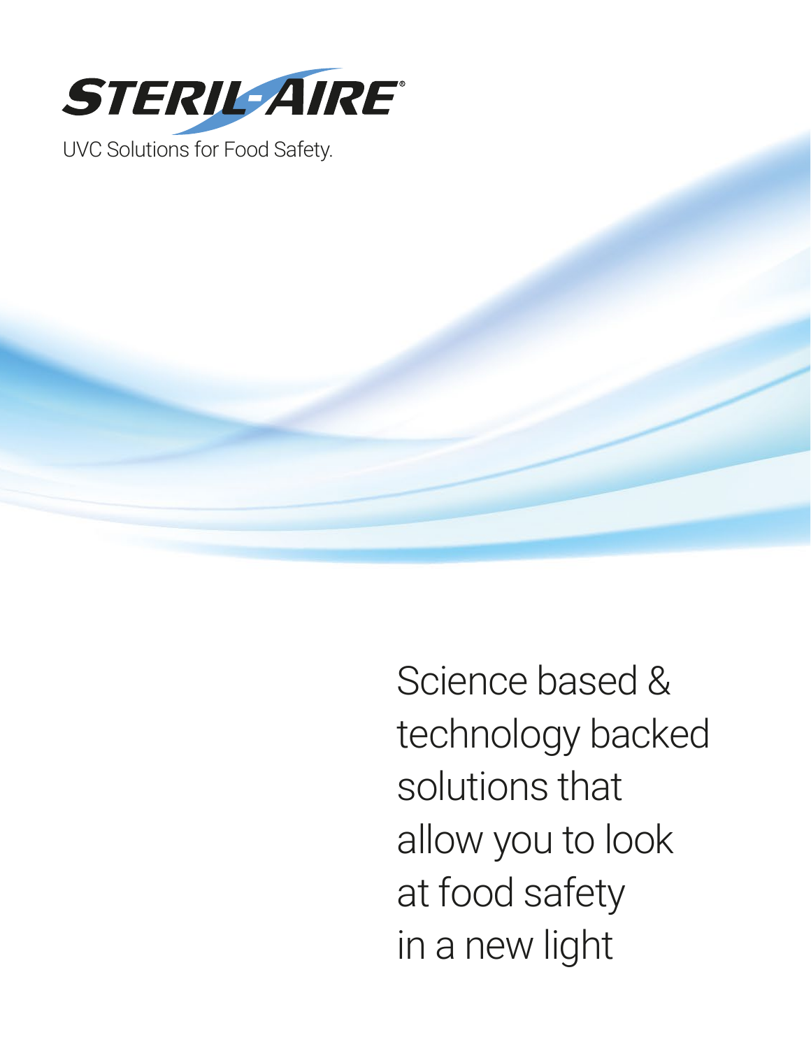# STERIL-AIRE®

UVC Solutions for Food Safety.

Science based & technology backed solutions that allow you to look at food safety in a new light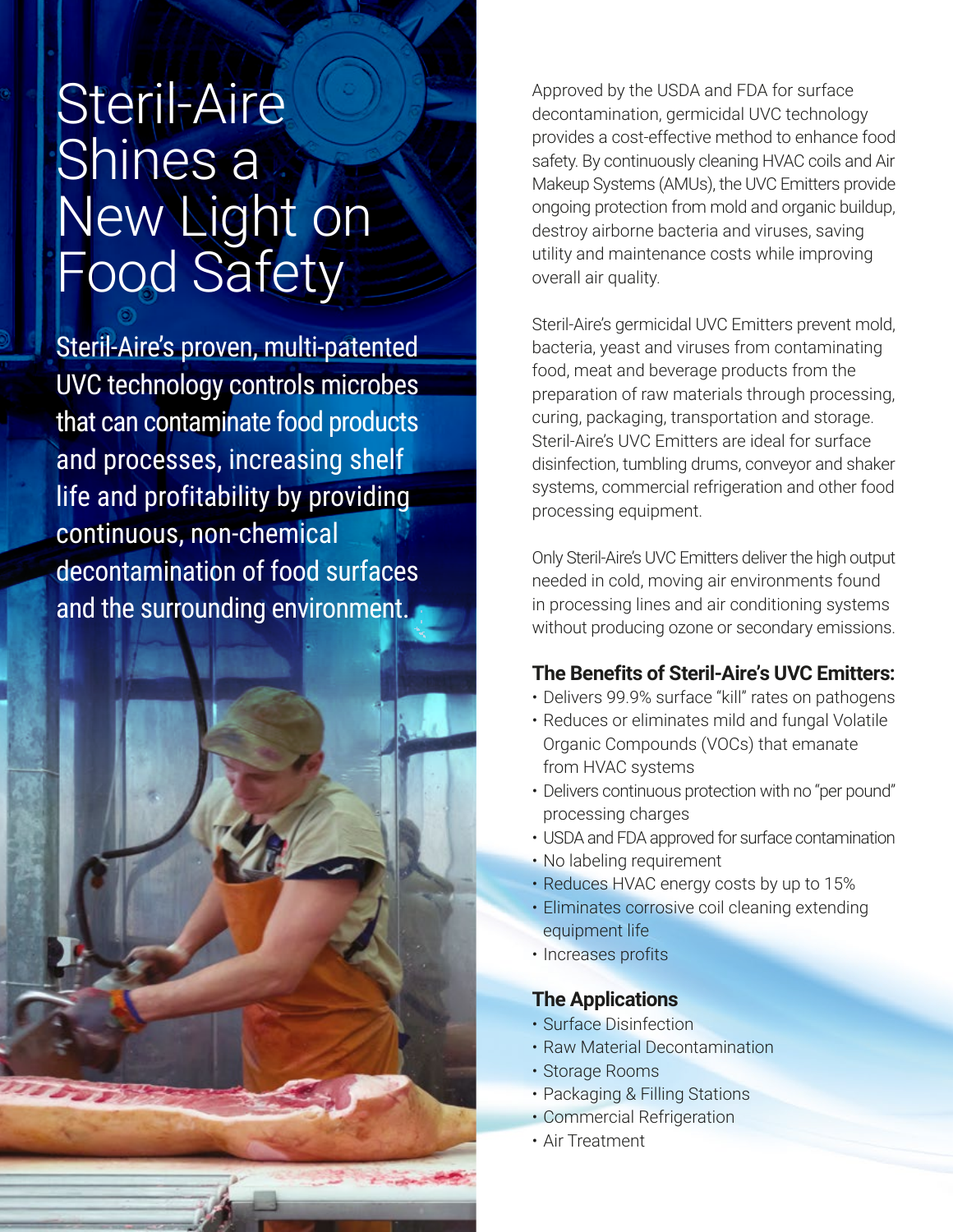# Steril-Aire Shines a New Light on Food Safety

Steril-Aire's proven, multi-patented UVC technology controls microbes that can contaminate food products and processes, increasing shelf life and profitability by providing continuous, non-chemical decontamination of food surfaces and the surrounding environment.

Approved by the USDA and FDA for surface decontamination, germicidal UVC technology provides a cost-effective method to enhance food safety. By continuously cleaning HVAC coils and Air Makeup Systems (AMUs), the UVC Emitters provide ongoing protection from mold and organic buildup, destroy airborne bacteria and viruses, saving utility and maintenance costs while improving overall air quality.

Steril-Aire's germicidal UVC Emitters prevent mold, bacteria, yeast and viruses from contaminating food, meat and beverage products from the preparation of raw materials through processing, curing, packaging, transportation and storage. Steril-Aire's UVC Emitters are ideal for surface disinfection, tumbling drums, conveyor and shaker systems, commercial refrigeration and other food processing equipment.

Only Steril-Aire's UVC Emitters deliver the high output needed in cold, moving air environments found in processing lines and air conditioning systems without producing ozone or secondary emissions.

### The Benefits of Steril-Aire's UVC Emitters:

- Delivers 99.9% surface "kill" rates on pathogens
- Reduces or eliminates mild and fungal Volatile Organic Compounds (VOCs) that emanate from HVAC systems
- Delivers continuous protection with no "per pound" processing charges
- USDA and FDA approved for surface contamination
- No labeling requirement
- Reduces HVAC energy costs by up to 15%
- Eliminates corrosive coil cleaning extending equipment life
- Increases profits

### The Applications

- Surface Disinfection
- Raw Material Decontamination
- Storage Rooms
- Packaging & Filling Stations
- Commercial Refrigeration
- Air Treatment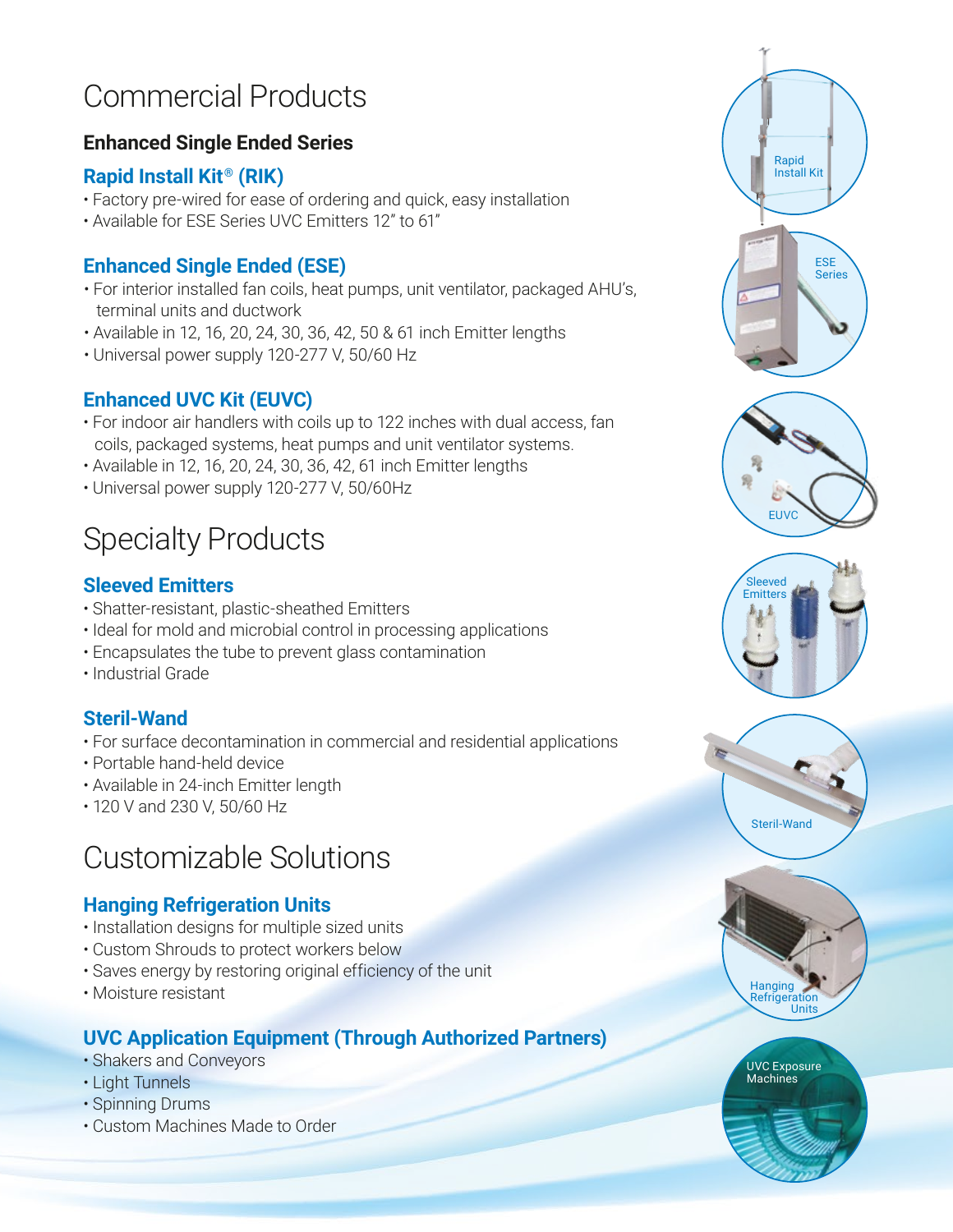# Commercial Products

## Enhanced Single Ended Series

### Rapid Install Kit® (RIK)

- Factory pre-wired for ease of ordering and quick, easy installation
- Available for ESE Series UVC Emitters 12" to 61"

### Enhanced Single Ended (ESE)

- For interior installed fan coils, heat pumps, unit ventilator, packaged AHU's, terminal units and ductwork
- Available in 12, 16, 20, 24, 30, 36, 42, 50 & 61 inch Emitter lengths
- Universal power supply 120-277 V, 50/60 Hz

### Enhanced UVC Kit (EUVC)

- For indoor air handlers with coils up to 122 inches with dual access, fan coils, packaged systems, heat pumps and unit ventilator systems.
- Available in 12, 16, 20, 24, 30, 36, 42, 61 inch Emitter lengths
- Universal power supply 120-277 V, 50/60Hz

# Specialty Products

### Sleeved Emitters

- Shatter-resistant, plastic-sheathed Emitters
- Ideal for mold and microbial control in processing applications
- Encapsulates the tube to prevent glass contamination
- Industrial Grade

### Steril-Wand

- For surface decontamination in commercial and residential applications
- Portable hand-held device
- Available in 24-inch Emitter length
- 120 V and 230 V, 50/60 Hz

# Customizable Solutions

### Hanging Refrigeration Units

- Installation designs for multiple sized units
- Custom Shrouds to protect workers below
- Saves energy by restoring original efficiency of the unit
- Moisture resistant

### UVC Application Equipment (Through Authorized Partners)

- Shakers and Conveyors
- Light Tunnels
- Spinning Drums
- Custom Machines Made to Order

Rapid Install Kit

ESE Series

EUVC

Sleeved Emitters

Steril-Wand

Hanging Refrigeration Units

UVC Exposure Machines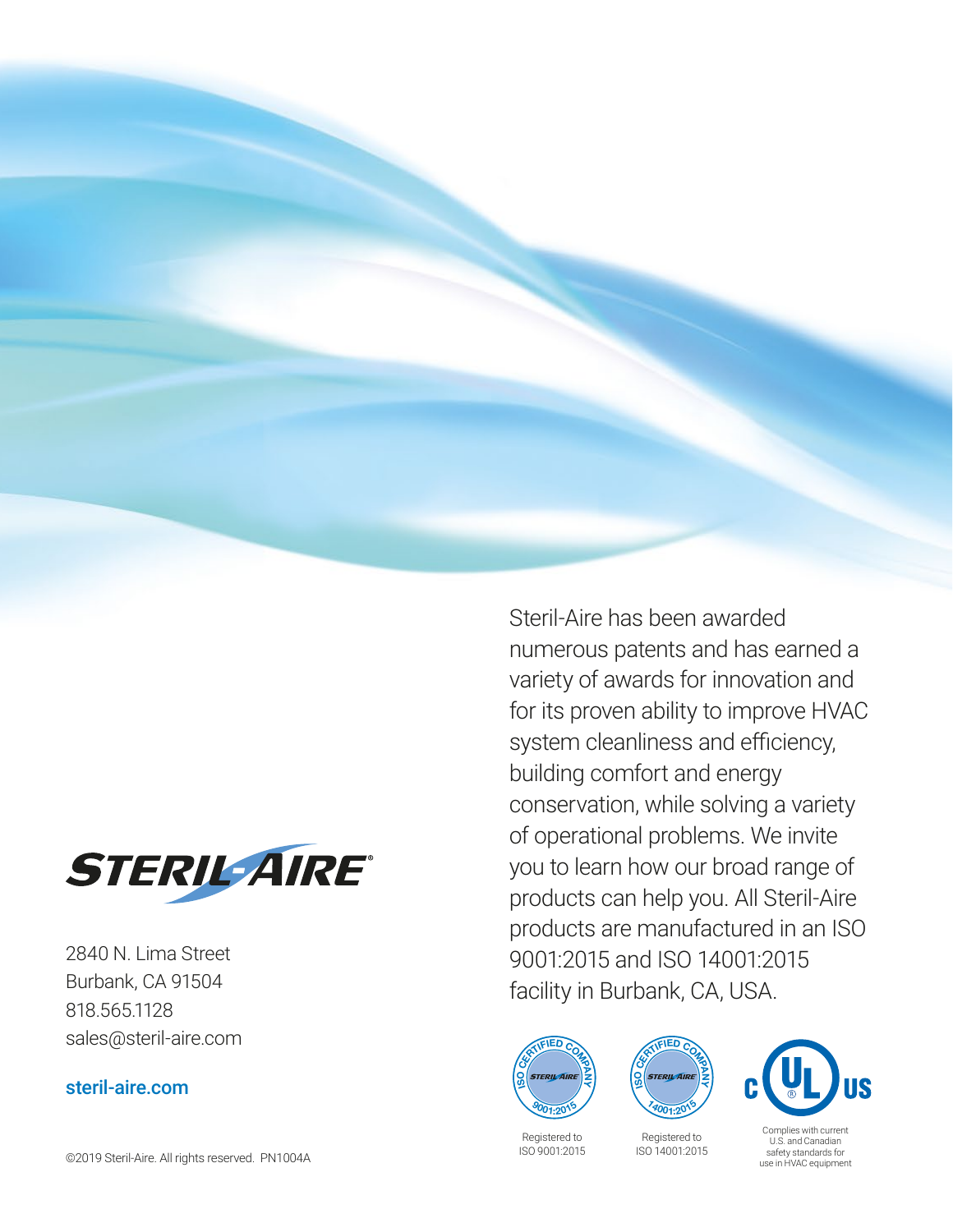STERIL-AIRE®

2840 N. Lima Street
Burbank, CA 91504
818.565.1128
sales@steril-aire.com

**steril-aire.com**

Steril-Aire has been awarded numerous patents and has earned a variety of awards for innovation and for its proven ability to improve HVAC system cleanliness and efficiency, building comfort and energy conservation, while solving a variety of operational problems. We invite you to learn how our broad range of products can help you. All Steril-Aire products are manufactured in an ISO 9001:2015 and ISO 14001:2015 facility in Burbank, CA, USA.

Registered to ISO 9001:2015

Registered to ISO 14001:2015

Complies with current U.S. and Canadian safety standards for use in HVAC equipment

©2019 Steril-Aire. All rights reserved. PN1004A